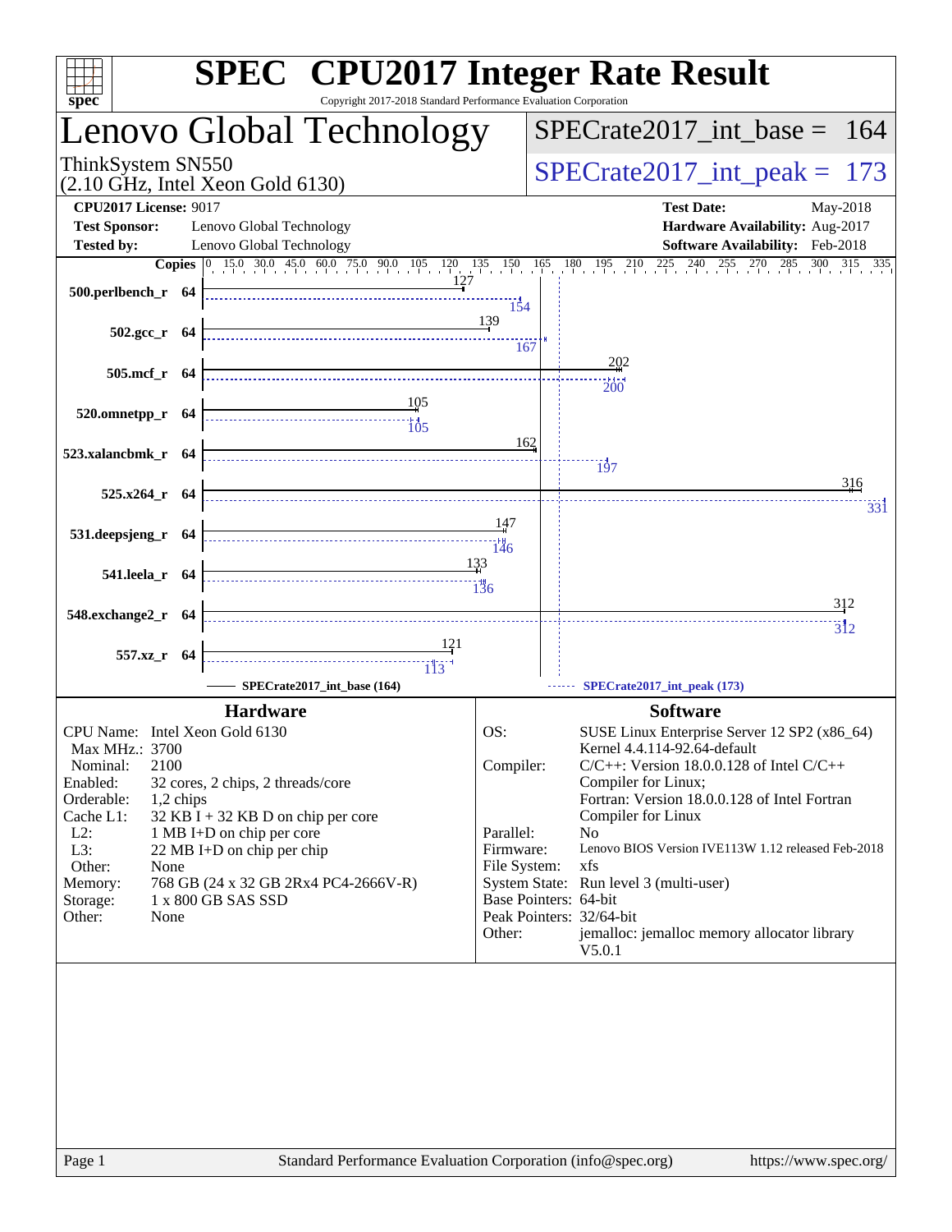# SPEC CPU2017 Integer Rate Result

Copyright 2017-2018 Standard Performance Evaluation Corporation

## Lenovo Global Technology

ThinkSystem SN550
(2.10 GHz, Intel Xeon Gold 6130)

SPECrate2017_int_base = 164

SPECrate2017_int_peak = 173

**CPU2017 License:** 9017
**Test Sponsor:** Lenovo Global Technology
**Tested by:** Lenovo Global Technology

**Test Date:** May-2018
**Hardware Availability:** Aug-2017
**Software Availability:** Feb-2018

| Benchmark | Copies | Base | Peak |
|---|---|---|---|
| 500.perlbench_r | 64 | 127 | 154 |
| 502.gcc_r | 64 | 139 | 167 |
| 505.mcf_r | 64 | 202 | 200 |
| 520.omnetpp_r | 64 | 105 | 105 |
| 523.xalancbmk_r | 64 | 162 | 197 |
| 525.x264_r | 64 | 316 | 331 |
| 531.deepsjeng_r | 64 | 147 | 146 |
| 541.leela_r | 64 | 133 | 136 |
| 548.exchange2_r | 64 | 312 | 312 |
| 557.xz_r | 64 | 121 | 113 |

SPECrate2017_int_base (164)    SPECrate2017_int_peak (173)

### Hardware

| | |
|---|---|
| CPU Name: | Intel Xeon Gold 6130 |
| Max MHz.: | 3700 |
| Nominal: | 2100 |
| Enabled: | 32 cores, 2 chips, 2 threads/core |
| Orderable: | 1,2 chips |
| Cache L1: | 32 KB I + 32 KB D on chip per core |
| L2: | 1 MB I+D on chip per core |
| L3: | 22 MB I+D on chip per chip |
| Other: | None |
| Memory: | 768 GB (24 x 32 GB 2Rx4 PC4-2666V-R) |
| Storage: | 1 x 800 GB SAS SSD |
| Other: | None |

### Software

| | |
|---|---|
| OS: | SUSE Linux Enterprise Server 12 SP2 (x86_64) Kernel 4.4.114-92.64-default |
| Compiler: | C/C++: Version 18.0.0.128 of Intel C/C++ Compiler for Linux; Fortran: Version 18.0.0.128 of Intel Fortran Compiler for Linux |
| Parallel: | No |
| Firmware: | Lenovo BIOS Version IVE113W 1.12 released Feb-2018 |
| File System: | xfs |
| System State: | Run level 3 (multi-user) |
| Base Pointers: | 64-bit |
| Peak Pointers: | 32/64-bit |
| Other: | jemalloc: jemalloc memory allocator library V5.0.1 |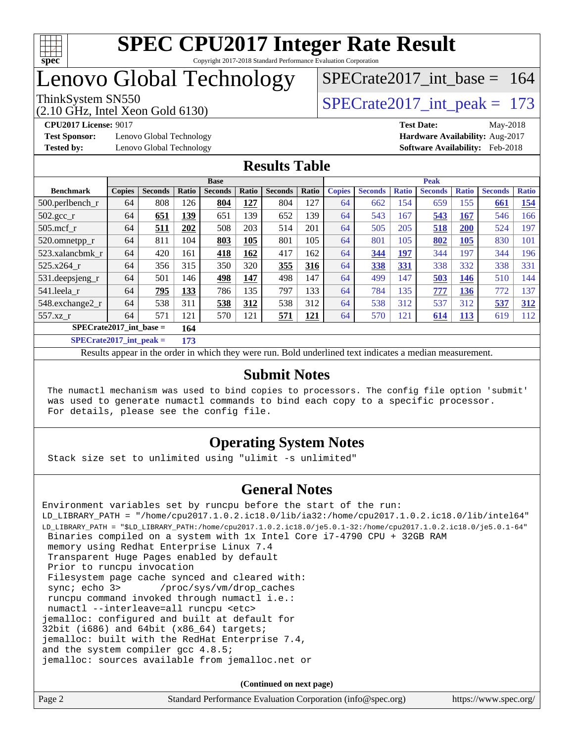# SPEC CPU2017 Integer Rate Result

Copyright 2017-2018 Standard Performance Evaluation Corporation

## Lenovo Global Technology

ThinkSystem SN550
(2.10 GHz, Intel Xeon Gold 6130)

SPECrate2017_int_base = 164

SPECrate2017_int_peak = 173

**CPU2017 License:** 9017
**Test Sponsor:** Lenovo Global Technology
**Tested by:** Lenovo Global Technology

**Test Date:** May-2018
**Hardware Availability:** Aug-2017
**Software Availability:** Feb-2018

## Results Table

| | Base | | | | | | | Peak | | | | | | |
|---|---|---|---|---|---|---|---|---|---|---|---|---|---|---|
| **Benchmark** | **Copies** | **Seconds** | **Ratio** | **Seconds** | **Ratio** | **Seconds** | **Ratio** | **Copies** | **Seconds** | **Ratio** | **Seconds** | **Ratio** | **Seconds** | **Ratio** |
| 500.perlbench_r | 64 | 808 | 126 | **804** | **127** | 804 | 127 | 64 | 662 | 154 | 659 | 155 | **661** | **154** |
| 502.gcc_r | 64 | **651** | **139** | 651 | 139 | 652 | 139 | 64 | 543 | 167 | **543** | **167** | 546 | 166 |
| 505.mcf_r | 64 | **511** | **202** | 508 | 203 | 514 | 201 | 64 | 505 | 205 | **518** | **200** | 524 | 197 |
| 520.omnetpp_r | 64 | 811 | 104 | **803** | **105** | 801 | 105 | 64 | 801 | 105 | **802** | **105** | 830 | 101 |
| 523.xalancbmk_r | 64 | 420 | 161 | **418** | **162** | 417 | 162 | 64 | **344** | **197** | 344 | 197 | 344 | 196 |
| 525.x264_r | 64 | 356 | 315 | 350 | 320 | **355** | **316** | 64 | **338** | **331** | 338 | 332 | 338 | 331 |
| 531.deepsjeng_r | 64 | 501 | 146 | **498** | **147** | 498 | 147 | 64 | 499 | 147 | **503** | **146** | 510 | 144 |
| 541.leela_r | 64 | **795** | **133** | 786 | 135 | 797 | 133 | 64 | 784 | 135 | **777** | **136** | 772 | 137 |
| 548.exchange2_r | 64 | 538 | 311 | **538** | **312** | 538 | 312 | 64 | 538 | 312 | 537 | 312 | **537** | **312** |
| 557.xz_r | 64 | 571 | 121 | 570 | 121 | **571** | **121** | 64 | 570 | 121 | **614** | **113** | 619 | 112 |
| **SPECrate2017_int_base =** | | | **164** | | | | | | | | | | | |
| **SPECrate2017_int_peak =** | | | **173** | | | | | | | | | | | |

Results appear in the order in which they were run. Bold underlined text indicates a median measurement.

## Submit Notes

```
The numactl mechanism was used to bind copies to processors. The config file option 'submit'
was used to generate numactl commands to bind each copy to a specific processor.
For details, please see the config file.
```

## Operating System Notes

```
Stack size set to unlimited using "ulimit -s unlimited"
```

## General Notes

```
Environment variables set by runcpu before the start of the run:
LD_LIBRARY_PATH = "/home/cpu2017.1.0.2.ic18.0/lib/ia32:/home/cpu2017.1.0.2.ic18.0/lib/intel64"
LD_LIBRARY_PATH = "$LD_LIBRARY_PATH:/home/cpu2017.1.0.2.ic18.0/je5.0.1-32:/home/cpu2017.1.0.2.ic18.0/je5.0.1-64"
 Binaries compiled on a system with 1x Intel Core i7-4790 CPU + 32GB RAM
 memory using Redhat Enterprise Linux 7.4
 Transparent Huge Pages enabled by default
 Prior to runcpu invocation
 Filesystem page cache synced and cleared with:
 sync; echo 3>       /proc/sys/vm/drop_caches
 runcpu command invoked through numactl i.e.:
 numactl --interleave=all runcpu <etc>
jemalloc: configured and built at default for
32bit (i686) and 64bit (x86_64) targets;
jemalloc: built with the RedHat Enterprise 7.4,
and the system compiler gcc 4.8.5;
jemalloc: sources available from jemalloc.net or
```

**(Continued on next page)**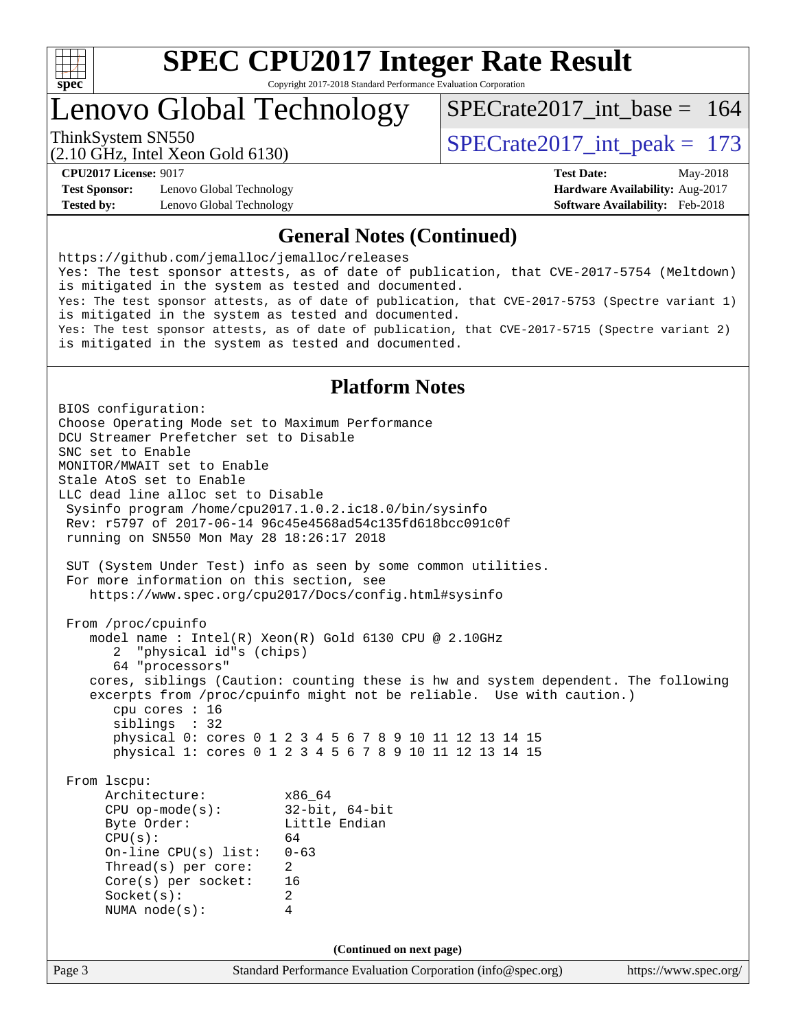# SPEC CPU2017 Integer Rate Result

Copyright 2017-2018 Standard Performance Evaluation Corporation

## Lenovo Global Technology

ThinkSystem SN550
(2.10 GHz, Intel Xeon Gold 6130)

SPECrate2017_int_base = 164

SPECrate2017_int_peak = 173

**CPU2017 License:** 9017
**Test Sponsor:** Lenovo Global Technology
**Tested by:** Lenovo Global Technology

**Test Date:** May-2018
**Hardware Availability:** Aug-2017
**Software Availability:** Feb-2018

### General Notes (Continued)

```
https://github.com/jemalloc/jemalloc/releases
Yes: The test sponsor attests, as of date of publication, that CVE-2017-5754 (Meltdown)
is mitigated in the system as tested and documented.
Yes: The test sponsor attests, as of date of publication, that CVE-2017-5753 (Spectre variant 1)
is mitigated in the system as tested and documented.
Yes: The test sponsor attests, as of date of publication, that CVE-2017-5715 (Spectre variant 2)
is mitigated in the system as tested and documented.
```

### Platform Notes

```
BIOS configuration:
Choose Operating Mode set to Maximum Performance
DCU Streamer Prefetcher set to Disable
SNC set to Enable
MONITOR/MWAIT set to Enable
Stale AtoS set to Enable
LLC dead line alloc set to Disable
 Sysinfo program /home/cpu2017.1.0.2.ic18.0/bin/sysinfo
 Rev: r5797 of 2017-06-14 96c45e4568ad54c135fd618bcc091c0f
 running on SN550 Mon May 28 18:26:17 2018

 SUT (System Under Test) info as seen by some common utilities.
 For more information on this section, see
    https://www.spec.org/cpu2017/Docs/config.html#sysinfo

 From /proc/cpuinfo
    model name : Intel(R) Xeon(R) Gold 6130 CPU @ 2.10GHz
       2  "physical id"s (chips)
       64 "processors"
    cores, siblings (Caution: counting these is hw and system dependent. The following
    excerpts from /proc/cpuinfo might not be reliable.  Use with caution.)
       cpu cores : 16
       siblings  : 32
       physical 0: cores 0 1 2 3 4 5 6 7 8 9 10 11 12 13 14 15
       physical 1: cores 0 1 2 3 4 5 6 7 8 9 10 11 12 13 14 15

 From lscpu:
      Architecture:          x86_64
      CPU op-mode(s):        32-bit, 64-bit
      Byte Order:            Little Endian
      CPU(s):                64
      On-line CPU(s) list:   0-63
      Thread(s) per core:    2
      Core(s) per socket:    16
      Socket(s):             2
      NUMA node(s):          4
```

(Continued on next page)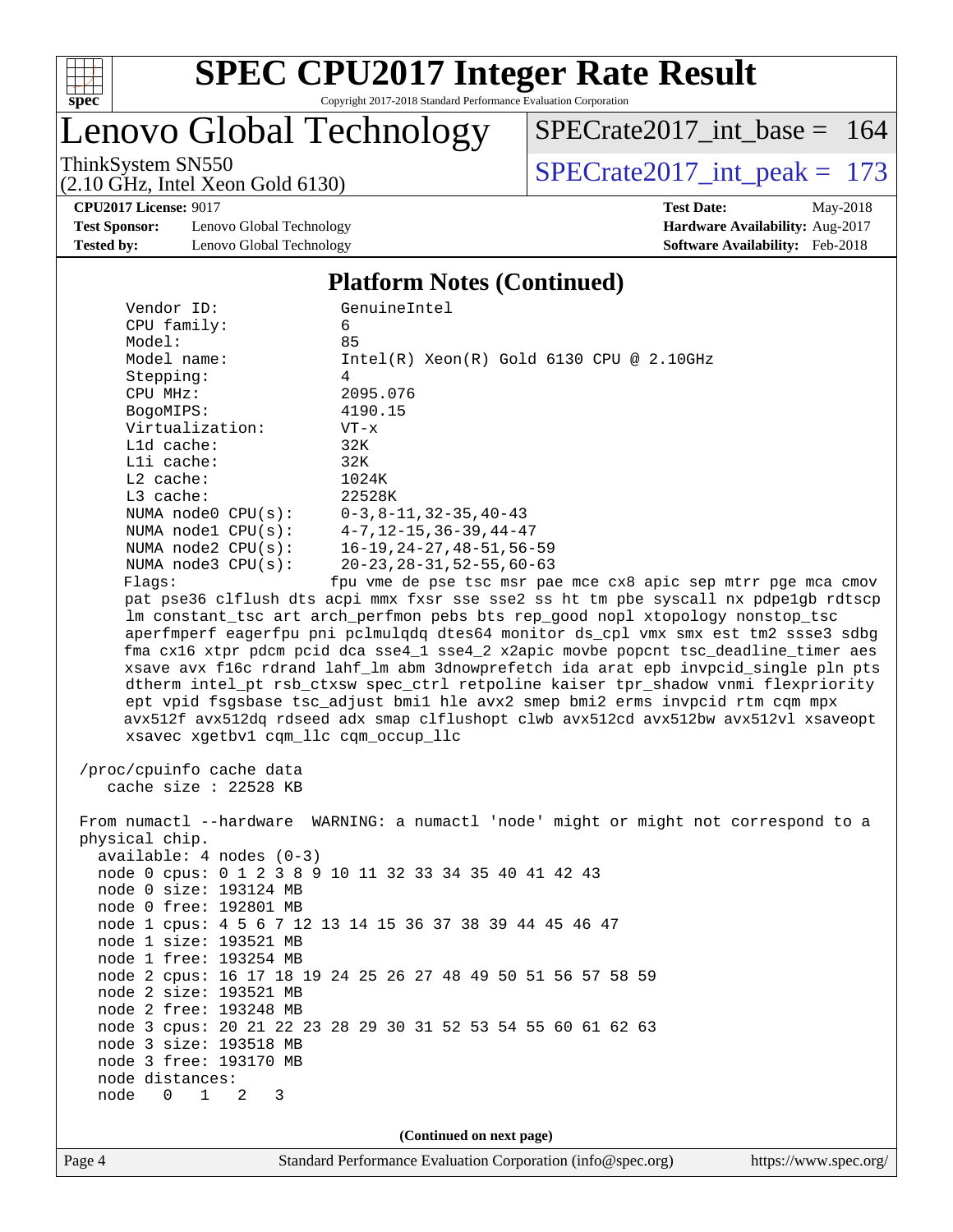## Platform Notes (Continued)

```
    Vendor ID:               GenuineIntel
    CPU family:              6
    Model:                   85
    Model name:              Intel(R) Xeon(R) Gold 6130 CPU @ 2.10GHz
    Stepping:                4
    CPU MHz:                 2095.076
    BogoMIPS:                4190.15
    Virtualization:          VT-x
    L1d cache:               32K
    L1i cache:               32K
    L2 cache:                1024K
    L3 cache:                22528K
    NUMA node0 CPU(s):       0-3,8-11,32-35,40-43
    NUMA node1 CPU(s):       4-7,12-15,36-39,44-47
    NUMA node2 CPU(s):       16-19,24-27,48-51,56-59
    NUMA node3 CPU(s):       20-23,28-31,52-55,60-63
    Flags:                  fpu vme de pse tsc msr pae mce cx8 apic sep mtrr pge mca cmov
    pat pse36 clflush dts acpi mmx fxsr sse sse2 ss ht tm pbe syscall nx pdpe1gb rdtscp
    lm constant_tsc art arch_perfmon pebs bts rep_good nopl xtopology nonstop_tsc
    aperfmperf eagerfpu pni pclmulqdq dtes64 monitor ds_cpl vmx smx est tm2 ssse3 sdbg
    fma cx16 xtpr pdcm pcid dca sse4_1 sse4_2 x2apic movbe popcnt tsc_deadline_timer aes
    xsave avx f16c rdrand lahf_lm abm 3dnowprefetch ida arat epb invpcid_single pln pts
    dtherm intel_pt rsb_ctxsw spec_ctrl retpoline kaiser tpr_shadow vnmi flexpriority
    ept vpid fsgsbase tsc_adjust bmi1 hle avx2 smep bmi2 erms invpcid rtm cqm mpx
    avx512f avx512dq rdseed adx smap clflushopt clwb avx512cd avx512bw avx512vl xsaveopt
    xsavec xgetbv1 cqm_llc cqm_occup_llc

 /proc/cpuinfo cache data
    cache size : 22528 KB

 From numactl --hardware  WARNING: a numactl 'node' might or might not correspond to a
 physical chip.
   available: 4 nodes (0-3)
   node 0 cpus: 0 1 2 3 8 9 10 11 32 33 34 35 40 41 42 43
   node 0 size: 193124 MB
   node 0 free: 192801 MB
   node 1 cpus: 4 5 6 7 12 13 14 15 36 37 38 39 44 45 46 47
   node 1 size: 193521 MB
   node 1 free: 193254 MB
   node 2 cpus: 16 17 18 19 24 25 26 27 48 49 50 51 56 57 58 59
   node 2 size: 193521 MB
   node 2 free: 193248 MB
   node 3 cpus: 20 21 22 23 28 29 30 31 52 53 54 55 60 61 62 63
   node 3 size: 193518 MB
   node 3 free: 193170 MB
   node distances:
   node   0   1   2   3
```

(Continued on next page)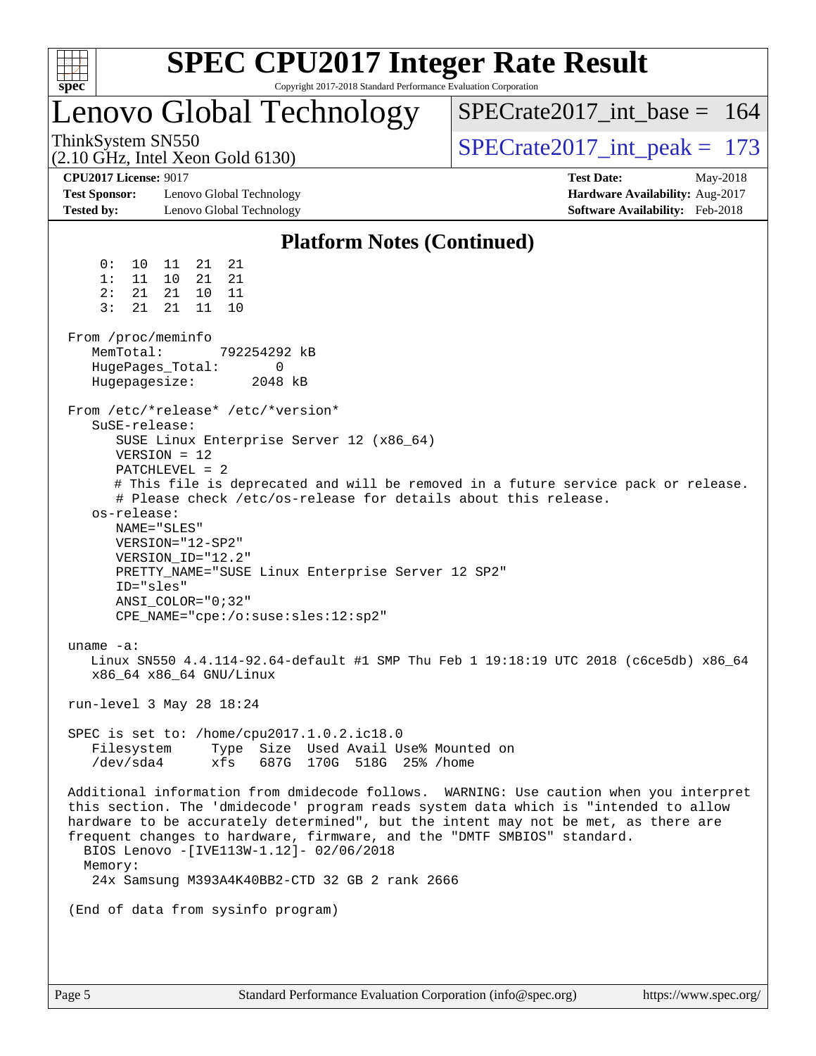# Platform Notes (Continued)

```
     0:  10  11  21  21
     1:  11  10  21  21
     2:  21  21  10  11
     3:  21  21  11  10

 From /proc/meminfo
    MemTotal:       792254292 kB
    HugePages_Total:       0
    Hugepagesize:       2048 kB

 From /etc/*release* /etc/*version*
    SuSE-release:
       SUSE Linux Enterprise Server 12 (x86_64)
       VERSION = 12
       PATCHLEVEL = 2
       # This file is deprecated and will be removed in a future service pack or release.
       # Please check /etc/os-release for details about this release.
    os-release:
       NAME="SLES"
       VERSION="12-SP2"
       VERSION_ID="12.2"
       PRETTY_NAME="SUSE Linux Enterprise Server 12 SP2"
       ID="sles"
       ANSI_COLOR="0;32"
       CPE_NAME="cpe:/o:suse:sles:12:sp2"

 uname -a:
    Linux SN550 4.4.114-92.64-default #1 SMP Thu Feb 1 19:18:19 UTC 2018 (c6ce5db) x86_64
    x86_64 x86_64 GNU/Linux

 run-level 3 May 28 18:24

 SPEC is set to: /home/cpu2017.1.0.2.ic18.0
    Filesystem     Type  Size  Used Avail Use% Mounted on
    /dev/sda4      xfs   687G  170G  518G  25% /home

 Additional information from dmidecode follows.  WARNING: Use caution when you interpret
 this section. The 'dmidecode' program reads system data which is "intended to allow
 hardware to be accurately determined", but the intent may not be met, as there are
 frequent changes to hardware, firmware, and the "DMTF SMBIOS" standard.
   BIOS Lenovo -[IVE113W-1.12]- 02/06/2018
   Memory:
    24x Samsung M393A4K40BB2-CTD 32 GB 2 rank 2666

 (End of data from sysinfo program)
```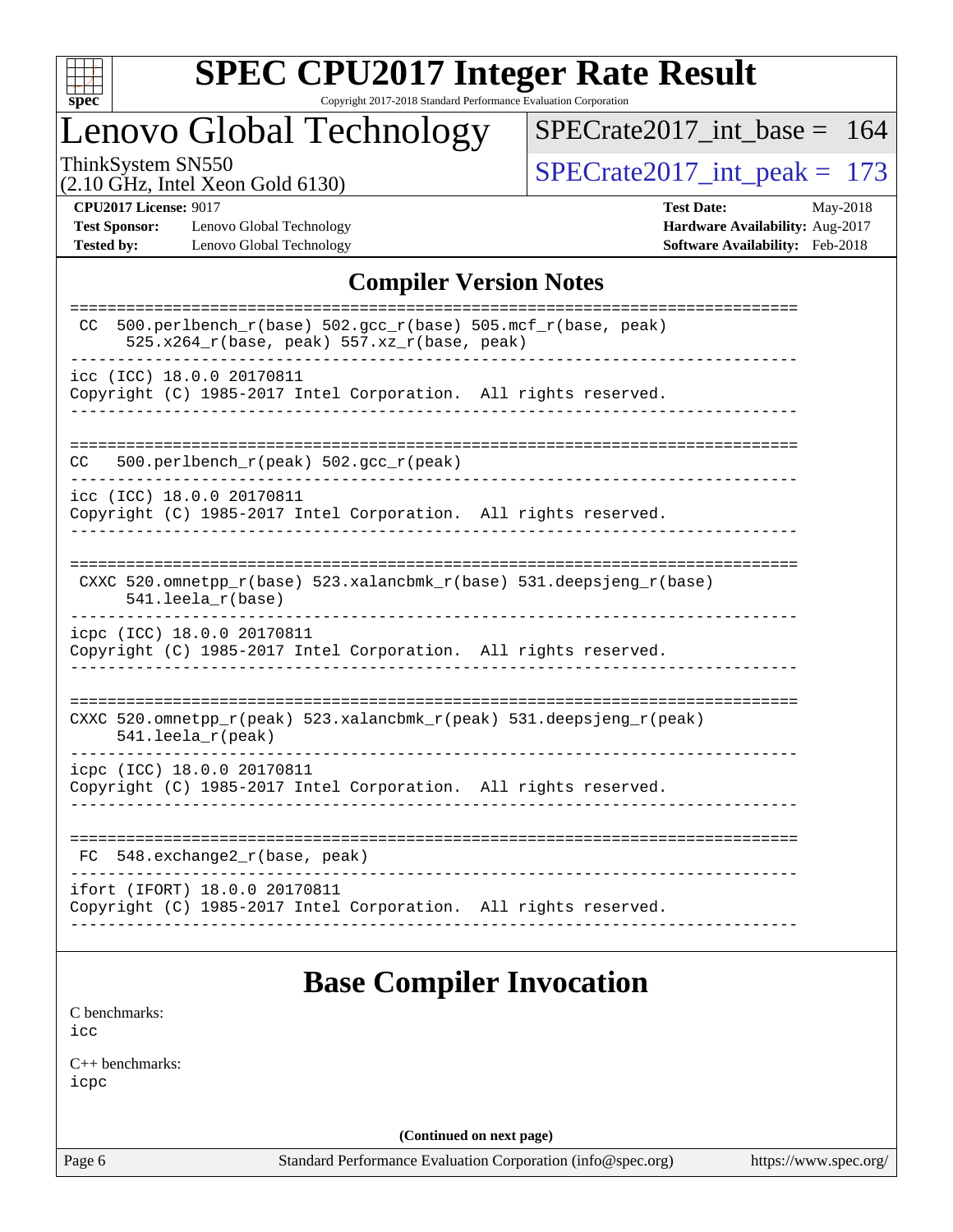# SPEC CPU2017 Integer Rate Result

Copyright 2017-2018 Standard Performance Evaluation Corporation

## Lenovo Global Technology

ThinkSystem SN550
(2.10 GHz, Intel Xeon Gold 6130)

SPECrate2017_int_base = 164

SPECrate2017_int_peak = 173

**CPU2017 License:** 9017
**Test Sponsor:** Lenovo Global Technology
**Tested by:** Lenovo Global Technology

**Test Date:** May-2018
**Hardware Availability:** Aug-2017
**Software Availability:** Feb-2018

## Compiler Version Notes

```
==============================================================================
 CC  500.perlbench_r(base) 502.gcc_r(base) 505.mcf_r(base, peak)
      525.x264_r(base, peak) 557.xz_r(base, peak)
------------------------------------------------------------------------------
icc (ICC) 18.0.0 20170811
Copyright (C) 1985-2017 Intel Corporation.  All rights reserved.
------------------------------------------------------------------------------

==============================================================================
CC   500.perlbench_r(peak) 502.gcc_r(peak)
------------------------------------------------------------------------------
icc (ICC) 18.0.0 20170811
Copyright (C) 1985-2017 Intel Corporation.  All rights reserved.
------------------------------------------------------------------------------

==============================================================================
 CXXC 520.omnetpp_r(base) 523.xalancbmk_r(base) 531.deepsjeng_r(base)
      541.leela_r(base)
------------------------------------------------------------------------------
icpc (ICC) 18.0.0 20170811
Copyright (C) 1985-2017 Intel Corporation.  All rights reserved.
------------------------------------------------------------------------------

==============================================================================
CXXC 520.omnetpp_r(peak) 523.xalancbmk_r(peak) 531.deepsjeng_r(peak)
     541.leela_r(peak)
------------------------------------------------------------------------------
icpc (ICC) 18.0.0 20170811
Copyright (C) 1985-2017 Intel Corporation.  All rights reserved.
------------------------------------------------------------------------------

==============================================================================
 FC  548.exchange2_r(base, peak)
------------------------------------------------------------------------------
ifort (IFORT) 18.0.0 20170811
Copyright (C) 1985-2017 Intel Corporation.  All rights reserved.
------------------------------------------------------------------------------
```

## Base Compiler Invocation

C benchmarks:
icc

C++ benchmarks:
icpc

**(Continued on next page)**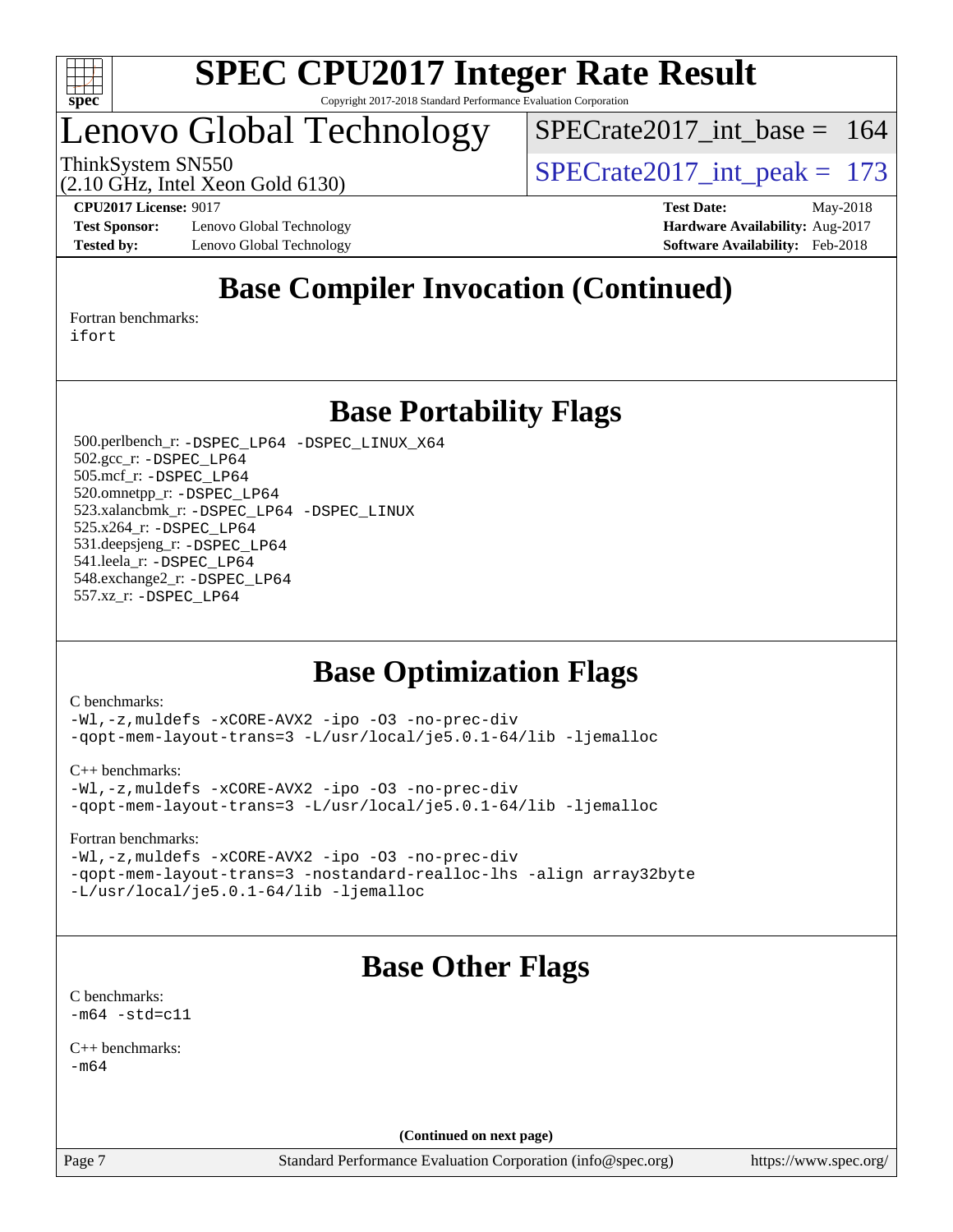## Base Compiler Invocation (Continued)

Fortran benchmarks:
ifort

## Base Portability Flags

500.perlbench_r: -DSPEC_LP64 -DSPEC_LINUX_X64
502.gcc_r: -DSPEC_LP64
505.mcf_r: -DSPEC_LP64
520.omnetpp_r: -DSPEC_LP64
523.xalancbmk_r: -DSPEC_LP64 -DSPEC_LINUX
525.x264_r: -DSPEC_LP64
531.deepsjeng_r: -DSPEC_LP64
541.leela_r: -DSPEC_LP64
548.exchange2_r: -DSPEC_LP64
557.xz_r: -DSPEC_LP64

## Base Optimization Flags

C benchmarks:
-Wl,-z,muldefs -xCORE-AVX2 -ipo -O3 -no-prec-div
-qopt-mem-layout-trans=3 -L/usr/local/je5.0.1-64/lib -ljemalloc

C++ benchmarks:
-Wl,-z,muldefs -xCORE-AVX2 -ipo -O3 -no-prec-div
-qopt-mem-layout-trans=3 -L/usr/local/je5.0.1-64/lib -ljemalloc

Fortran benchmarks:
-Wl,-z,muldefs -xCORE-AVX2 -ipo -O3 -no-prec-div
-qopt-mem-layout-trans=3 -nostandard-realloc-lhs -align array32byte
-L/usr/local/je5.0.1-64/lib -ljemalloc

## Base Other Flags

C benchmarks:
-m64 -std=c11

C++ benchmarks:
-m64

**(Continued on next page)**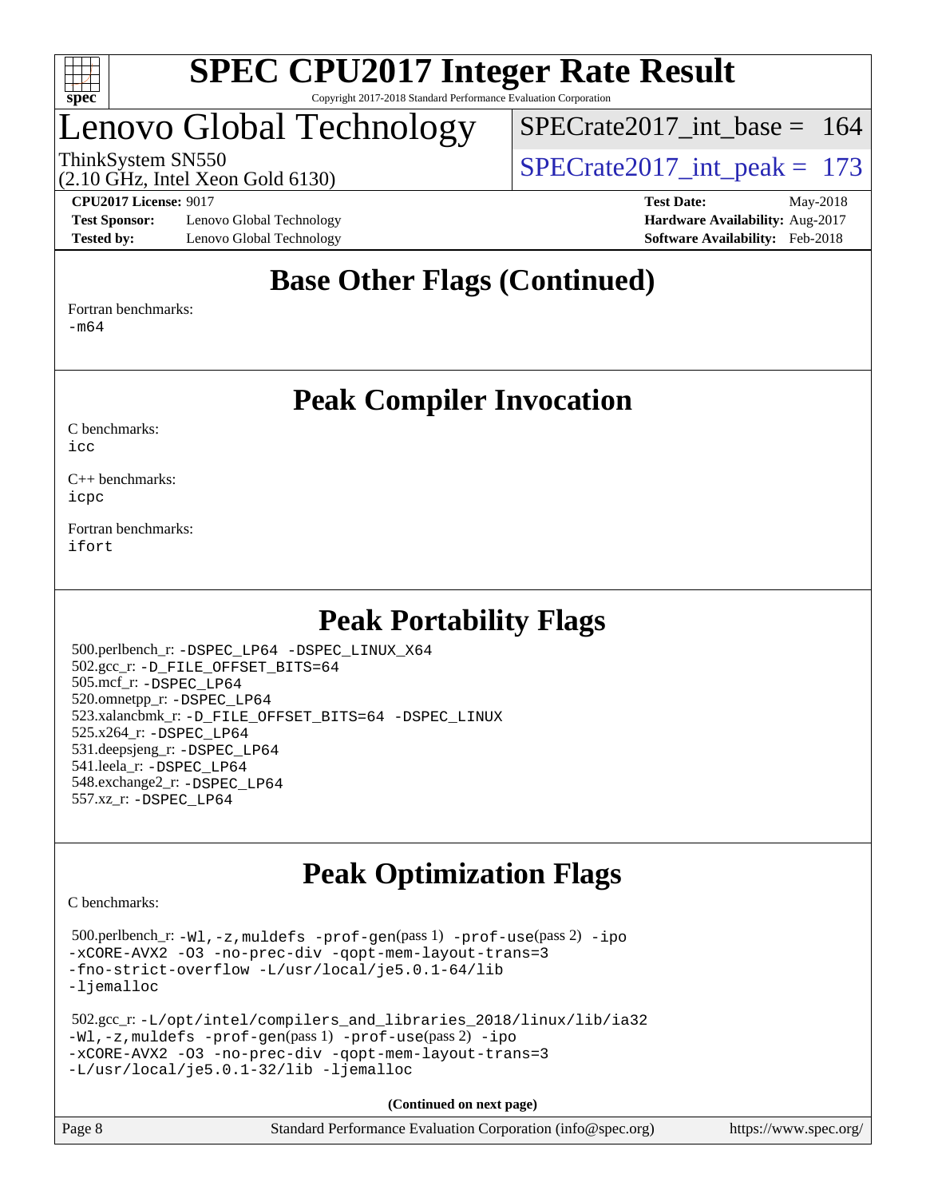# SPEC CPU2017 Integer Rate Result

Copyright 2017-2018 Standard Performance Evaluation Corporation

# Lenovo Global Technology

ThinkSystem SN550
(2.10 GHz, Intel Xeon Gold 6130)

SPECrate2017_int_base = 164
SPECrate2017_int_peak = 173

**CPU2017 License:** 9017
**Test Sponsor:** Lenovo Global Technology
**Tested by:** Lenovo Global Technology

**Test Date:** May-2018
**Hardware Availability:** Aug-2017
**Software Availability:** Feb-2018

## Base Other Flags (Continued)

Fortran benchmarks:
-m64

## Peak Compiler Invocation

C benchmarks:
icc

C++ benchmarks:
icpc

Fortran benchmarks:
ifort

## Peak Portability Flags

500.perlbench_r: -DSPEC_LP64 -DSPEC_LINUX_X64
502.gcc_r: -D_FILE_OFFSET_BITS=64
505.mcf_r: -DSPEC_LP64
520.omnetpp_r: -DSPEC_LP64
523.xalancbmk_r: -D_FILE_OFFSET_BITS=64 -DSPEC_LINUX
525.x264_r: -DSPEC_LP64
531.deepsjeng_r: -DSPEC_LP64
541.leela_r: -DSPEC_LP64
548.exchange2_r: -DSPEC_LP64
557.xz_r: -DSPEC_LP64

## Peak Optimization Flags

C benchmarks:

500.perlbench_r: -Wl,-z,muldefs -prof-gen(pass 1) -prof-use(pass 2) -ipo -xCORE-AVX2 -O3 -no-prec-div -qopt-mem-layout-trans=3 -fno-strict-overflow -L/usr/local/je5.0.1-64/lib -ljemalloc

502.gcc_r: -L/opt/intel/compilers_and_libraries_2018/linux/lib/ia32 -Wl,-z,muldefs -prof-gen(pass 1) -prof-use(pass 2) -ipo -xCORE-AVX2 -O3 -no-prec-div -qopt-mem-layout-trans=3 -L/usr/local/je5.0.1-32/lib -ljemalloc

**(Continued on next page)**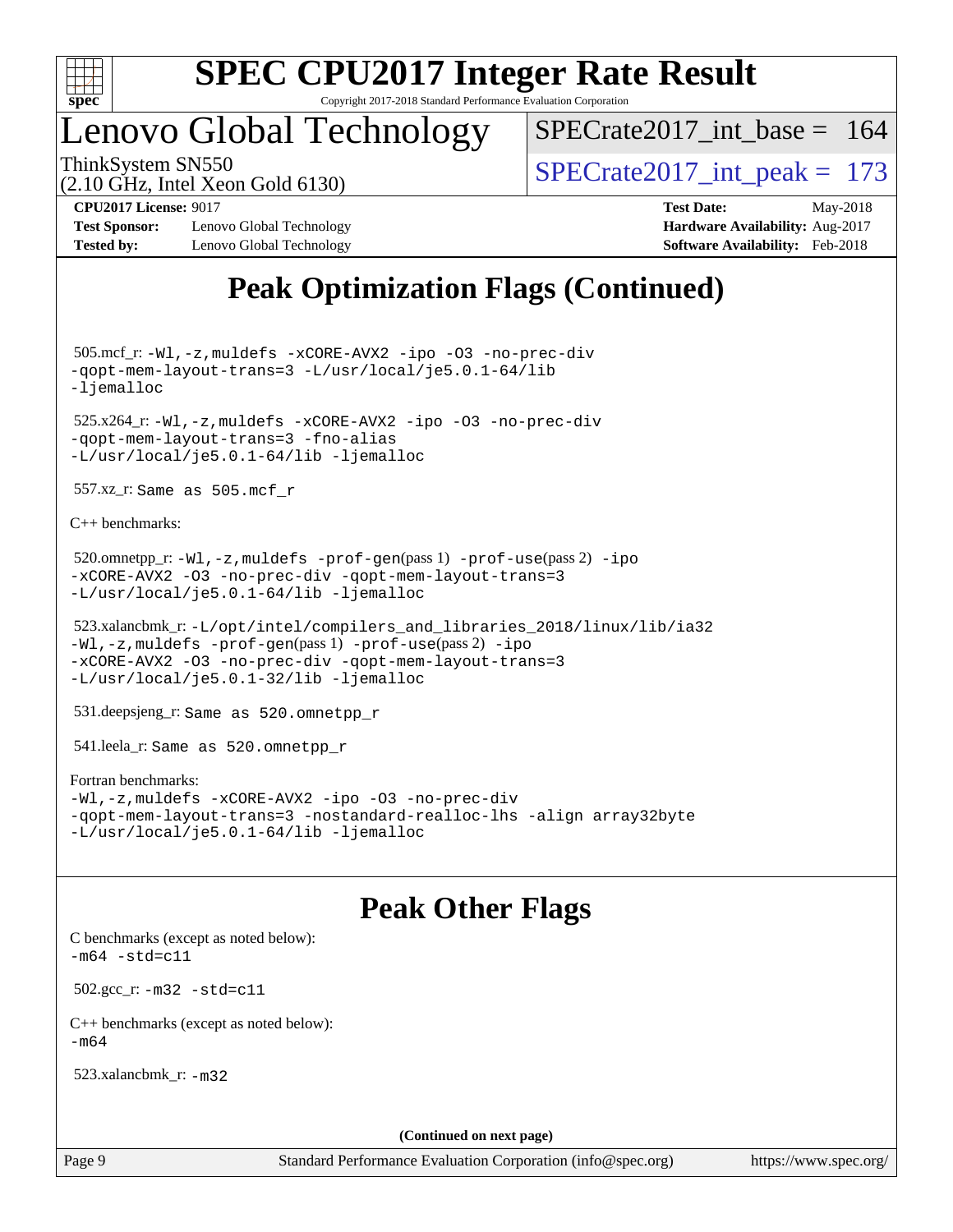# Peak Optimization Flags (Continued)

505.mcf_r: `-Wl,-z,muldefs -xCORE-AVX2 -ipo -O3 -no-prec-div -qopt-mem-layout-trans=3 -L/usr/local/je5.0.1-64/lib -ljemalloc`

525.x264_r: `-Wl,-z,muldefs -xCORE-AVX2 -ipo -O3 -no-prec-div -qopt-mem-layout-trans=3 -fno-alias -L/usr/local/je5.0.1-64/lib -ljemalloc`

557.xz_r: `Same as 505.mcf_r`

C++ benchmarks:

520.omnetpp_r: `-Wl,-z,muldefs -prof-gen`(pass 1) `-prof-use`(pass 2) `-ipo -xCORE-AVX2 -O3 -no-prec-div -qopt-mem-layout-trans=3 -L/usr/local/je5.0.1-64/lib -ljemalloc`

523.xalancbmk_r: `-L/opt/intel/compilers_and_libraries_2018/linux/lib/ia32 -Wl,-z,muldefs -prof-gen`(pass 1) `-prof-use`(pass 2) `-ipo -xCORE-AVX2 -O3 -no-prec-div -qopt-mem-layout-trans=3 -L/usr/local/je5.0.1-32/lib -ljemalloc`

531.deepsjeng_r: `Same as 520.omnetpp_r`

541.leela_r: `Same as 520.omnetpp_r`

Fortran benchmarks:
`-Wl,-z,muldefs -xCORE-AVX2 -ipo -O3 -no-prec-div -qopt-mem-layout-trans=3 -nostandard-realloc-lhs -align array32byte -L/usr/local/je5.0.1-64/lib -ljemalloc`

# Peak Other Flags

C benchmarks (except as noted below):
`-m64 -std=c11`

502.gcc_r: `-m32 -std=c11`

C++ benchmarks (except as noted below):
`-m64`

523.xalancbmk_r: `-m32`

**(Continued on next page)**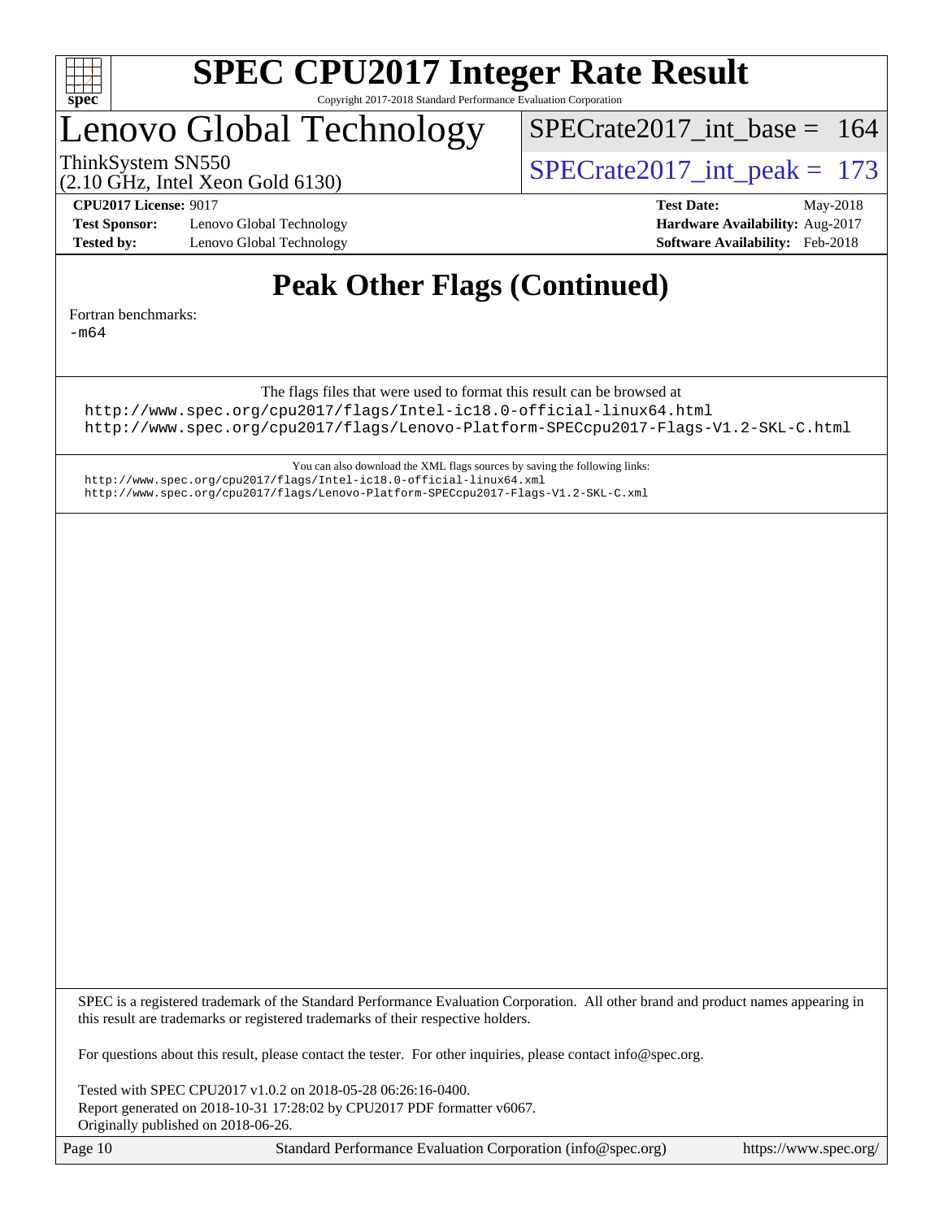# Peak Other Flags (Continued)

Fortran benchmarks:

-m64

The flags files that were used to format this result can be browsed at

http://www.spec.org/cpu2017/flags/Intel-ic18.0-official-linux64.html
http://www.spec.org/cpu2017/flags/Lenovo-Platform-SPECcpu2017-Flags-V1.2-SKL-C.html

You can also download the XML flags sources by saving the following links:

http://www.spec.org/cpu2017/flags/Intel-ic18.0-official-linux64.xml
http://www.spec.org/cpu2017/flags/Lenovo-Platform-SPECcpu2017-Flags-V1.2-SKL-C.xml

SPEC is a registered trademark of the Standard Performance Evaluation Corporation. All other brand and product names appearing in this result are trademarks or registered trademarks of their respective holders.

For questions about this result, please contact the tester. For other inquiries, please contact info@spec.org.

Tested with SPEC CPU2017 v1.0.2 on 2018-05-28 06:26:16-0400.
Report generated on 2018-10-31 17:28:02 by CPU2017 PDF formatter v6067.
Originally published on 2018-06-26.